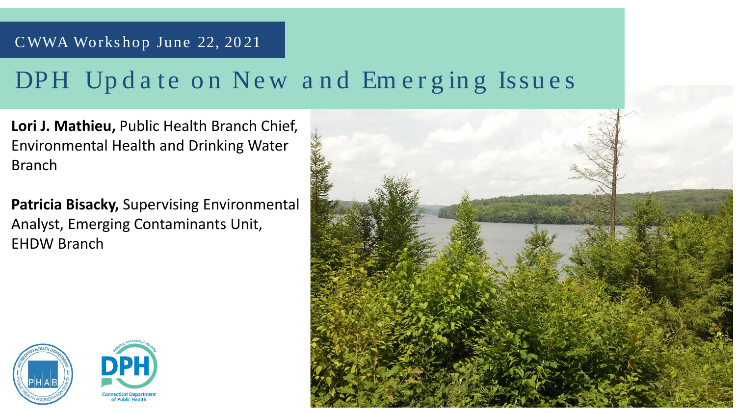CWWA Workshop June 22, 2021

# DPH Update on New and Emerging Issues

**Lori J. Mathieu,** Public Health Branch Chief, Environmental Health and Drinking Water Branch

**Patricia Bisacky,** Supervising Environmental Analyst, Emerging Contaminants Unit, EHDW Branch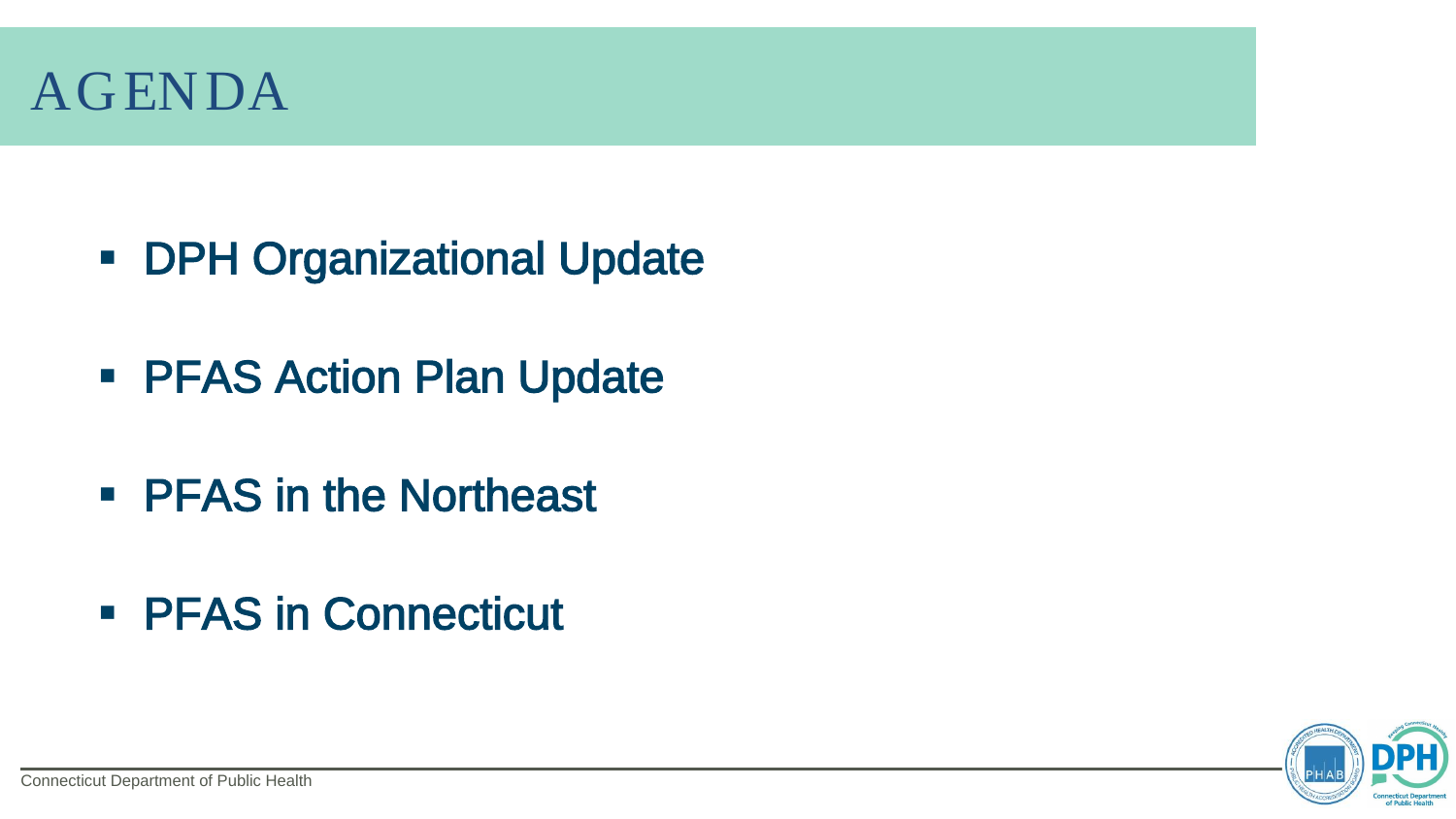# AGENDA

- DPH Organizational Update
- PFAS Action Plan Update
- PFAS in the Northeast
- PFAS in Connecticut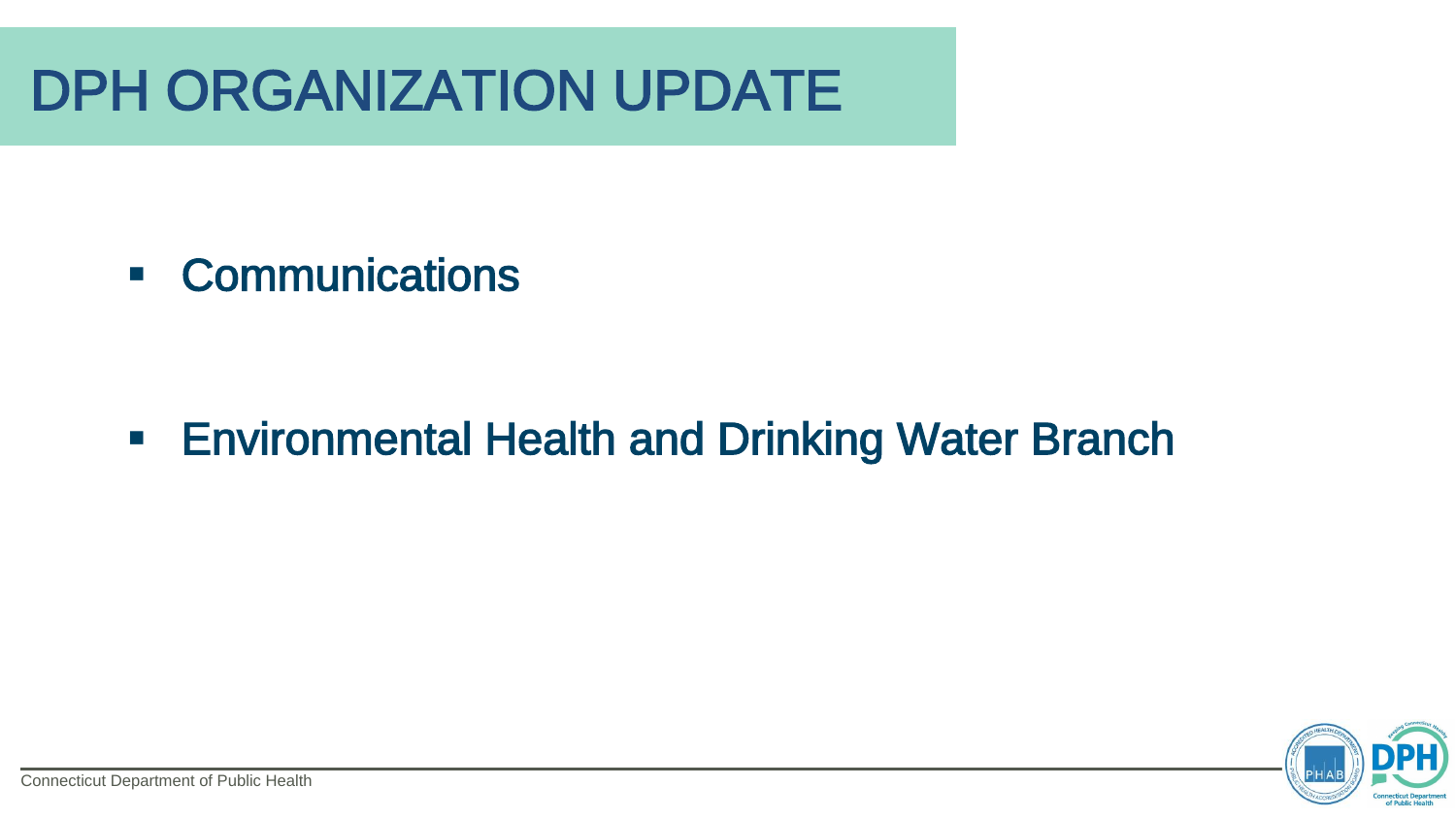# DPH ORGANIZATION UPDATE

- Communications

- Environmental Health and Drinking Water Branch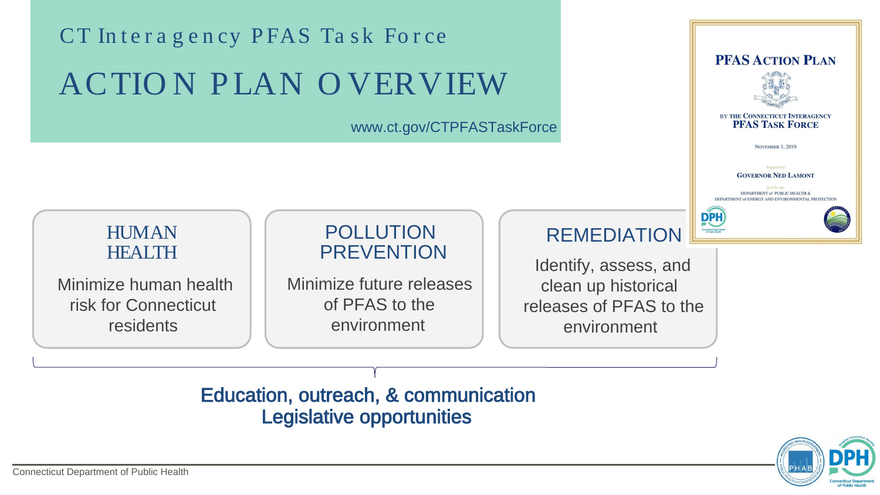# CT Interagency PFAS Task Force

## ACTION PLAN OVERVIEW

www.ct.gov/CTPFASTaskForce

**PFAS ACTION PLAN**

BY THE CONNECTICUT INTERAGENCY PFAS TASK FORCE

NOVEMBER 1, 2019

Initiated by

GOVERNOR NED LAMONT

Led by the

DEPARTMENT of PUBLIC HEALTH & DEPARTMENT of ENERGY AND ENVIRONMENTAL PROTECTION

### HUMAN HEALTH

Minimize human health risk for Connecticut residents

### POLLUTION PREVENTION

Minimize future releases of PFAS to the environment

### REMEDIATION

Identify, assess, and clean up historical releases of PFAS to the environment

**Education, outreach, & communication**
**Legislative opportunities**

Connecticut Department of Public Health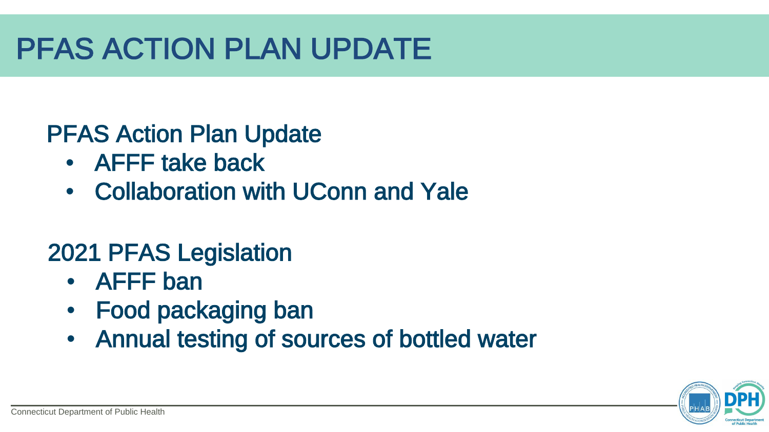# PFAS ACTION PLAN UPDATE

## PFAS Action Plan Update

- AFFF take back
- Collaboration with UConn and Yale

## 2021 PFAS Legislation

- AFFF ban
- Food packaging ban
- Annual testing of sources of bottled water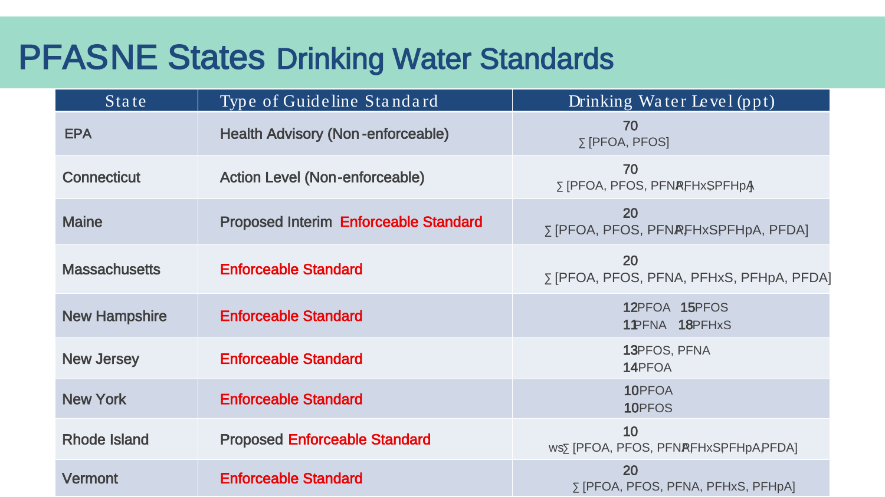# PFASNE States Drinking Water Standards

| State | Type of Guideline Standard | Drinking Water Level (ppt) |
|---|---|---|
| EPA | Health Advisory (Non-enforceable) | **70** ∑ [PFOA, PFOS] |
| Connecticut | Action Level (Non-enforceable) | **70** ∑ [PFOA, PFOS, PFNA, PFHxS, PFHpA] |
| Maine | Proposed Interim Enforceable Standard | **20** ∑ [PFOA, PFOS, PFNA, PFHxS, PFHpA, PFDA] |
| Massachusetts | Enforceable Standard | **20** ∑ [PFOA, PFOS, PFNA, PFHxS, PFHpA, PFDA] |
| New Hampshire | Enforceable Standard | **12** PFOA **15** PFOS<br>**11** PFNA **18** PFHxS |
| New Jersey | Enforceable Standard | **13** PFOS, PFNA<br>**14** PFOA |
| New York | Enforceable Standard | **10** PFOA<br>**10** PFOS |
| Rhode Island | Proposed Enforceable Standard | **10** ws∑ [PFOA, PFOS, PFNA, PFHxS, PFHpA, PFDA] |
| Vermont | Enforceable Standard | **20** ∑ [PFOA, PFOS, PFNA, PFHxS, PFHpA] |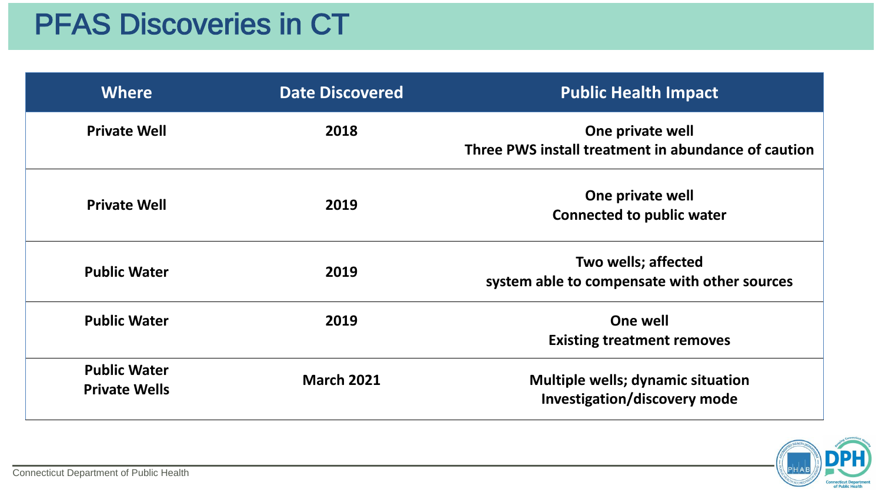# PFAS Discoveries in CT

| Where | Date Discovered | Public Health Impact |
|---|---|---|
| **Private Well** | **2018** | **One private well**<br>**Three PWS install treatment in abundance of caution** |
| **Private Well** | **2019** | **One private well**<br>**Connected to public water** |
| **Public Water** | **2019** | **Two wells; affected**<br>**system able to compensate with other sources** |
| **Public Water** | **2019** | **One well**<br>**Existing treatment removes** |
| **Public Water**<br>**Private Wells** | **March 2021** | **Multiple wells; dynamic situation**<br>**Investigation/discovery mode** |

Connecticut Department of Public Health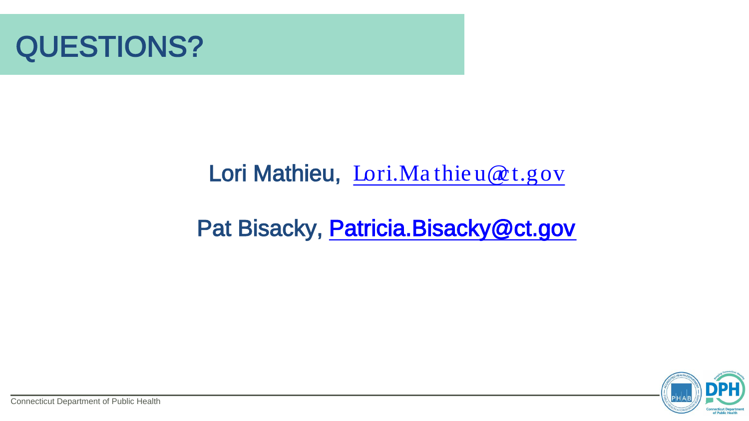# QUESTIONS?

Lori Mathieu, Lori.Mathieu@ct.gov

Pat Bisacky, Patricia.Bisacky@ct.gov